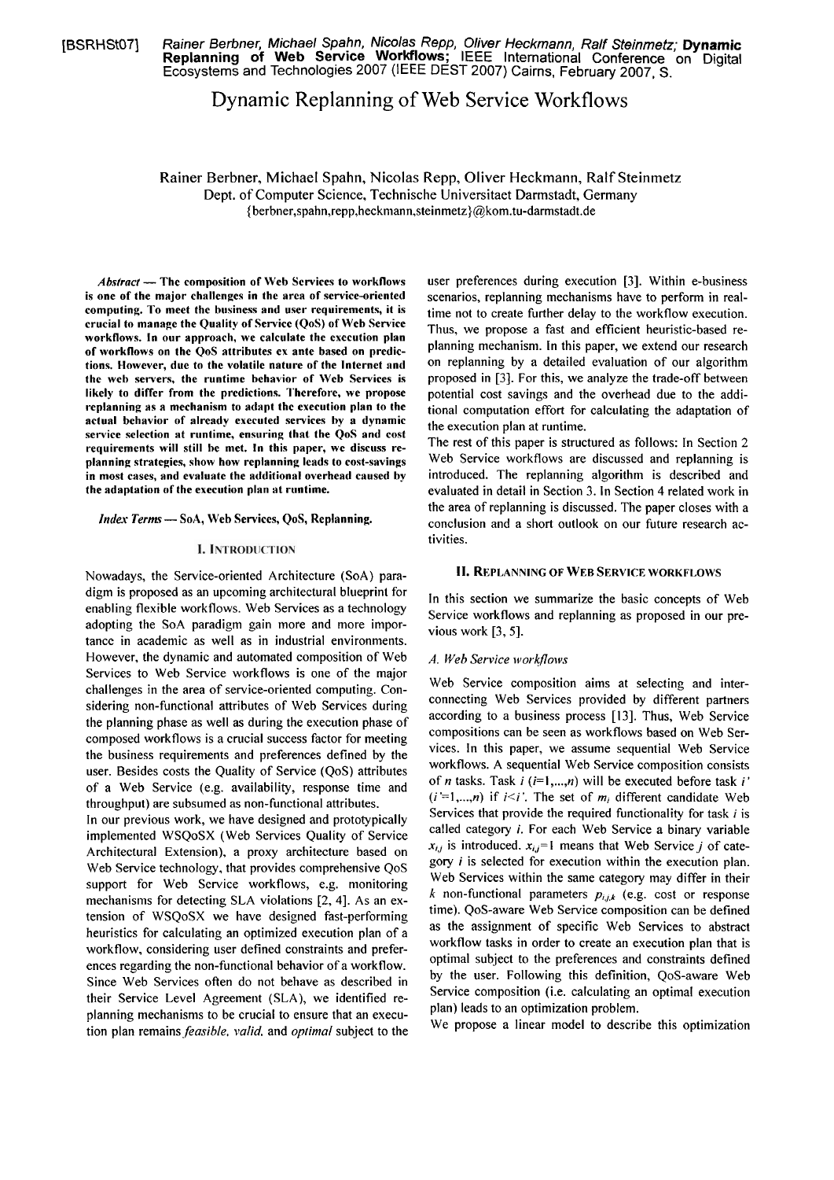[BSRHSt07] *Rainer Berbner, Michael Spahn, Nicolas Repp, Oliver Heckmann, Ralf Steinmetz;* ***Dynamic Replanning of Web Service Workflows;*** *IEEE International Conference on Digital Ecosystems and Technologies 2007 (IEEE DEST 2007) Cairns, February 2007, S.*

# Dynamic Replanning of Web Service Workflows

Rainer Berbner, Michael Spahn, Nicolas Repp, Oliver Heckmann, Ralf Steinmetz
Dept. of Computer Science, Technische Universitaet Darmstadt, Germany
{berbner,spahn,repp,heckmann,steinmetz}@kom.tu-darmstadt.de

***Abstract*** **— The composition of Web Services to workflows is one of the major challenges in the area of service-oriented computing. To meet the business and user requirements, it is crucial to manage the Quality of Service (QoS) of Web Service workflows. In our approach, we calculate the execution plan of workflows on the QoS attributes ex ante based on predictions. However, due to the volatile nature of the Internet and the web servers, the runtime behavior of Web Services is likely to differ from the predictions. Therefore, we propose replanning as a mechanism to adapt the execution plan to the actual behavior of already executed services by a dynamic service selection at runtime, ensuring that the QoS and cost requirements will still be met. In this paper, we discuss replanning strategies, show how replanning leads to cost-savings in most cases, and evaluate the additional overhead caused by the adaptation of the execution plan at runtime.**

***Index Terms*** — SoA, Web Services, QoS, Replanning.

## I. Introduction

Nowadays, the Service-oriented Architecture (SoA) paradigm is proposed as an upcoming architectural blueprint for enabling flexible workflows. Web Services as a technology adopting the SoA paradigm gain more and more importance in academic as well as in industrial environments. However, the dynamic and automated composition of Web Services to Web Service workflows is one of the major challenges in the area of service-oriented computing. Considering non-functional attributes of Web Services during the planning phase as well as during the execution phase of composed workflows is a crucial success factor for meeting the business requirements and preferences defined by the user. Besides costs the Quality of Service (QoS) attributes of a Web Service (e.g. availability, response time and throughput) are subsumed as non-functional attributes.

In our previous work, we have designed and prototypically implemented WSQoSX (Web Services Quality of Service Architectural Extension), a proxy architecture based on Web Service technology, that provides comprehensive QoS support for Web Service workflows, e.g. monitoring mechanisms for detecting SLA violations [2, 4]. As an extension of WSQoSX we have designed fast-performing heuristics for calculating an optimized execution plan of a workflow, considering user defined constraints and preferences regarding the non-functional behavior of a workflow. Since Web Services often do not behave as described in their Service Level Agreement (SLA), we identified replanning mechanisms to be crucial to ensure that an execution plan remains *feasible*, *valid*, and *optimal* subject to the user preferences during execution [3]. Within e-business scenarios, replanning mechanisms have to perform in real-time not to create further delay to the workflow execution. Thus, we propose a fast and efficient heuristic-based replanning mechanism. In this paper, we extend our research on replanning by a detailed evaluation of our algorithm proposed in [3]. For this, we analyze the trade-off between potential cost savings and the overhead due to the additional computation effort for calculating the adaptation of the execution plan at runtime.

The rest of this paper is structured as follows: In Section 2 Web Service workflows are discussed and replanning is introduced. The replanning algorithm is described and evaluated in detail in Section 3. In Section 4 related work in the area of replanning is discussed. The paper closes with a conclusion and a short outlook on our future research activities.

## II. Replanning of Web Service workflows

In this section we summarize the basic concepts of Web Service workflows and replanning as proposed in our previous work [3, 5].

### *A. Web Service workflows*

Web Service composition aims at selecting and interconnecting Web Services provided by different partners according to a business process [13]. Thus, Web Service compositions can be seen as workflows based on Web Services. In this paper, we assume sequential Web Service workflows. A sequential Web Service composition consists of $n$ tasks. Task $i$ ($i$=1,...,$n$) will be executed before task $i'$ ($i'$=1,...,$n$) if $i<i'$. The set of $m_i$ different candidate Web Services that provide the required functionality for task $i$ is called category $i$. For each Web Service a binary variable $x_{i,j}$ is introduced. $x_{i,j}$=1 means that Web Service $j$ of category $i$ is selected for execution within the execution plan. Web Services within the same category may differ in their $k$ non-functional parameters $p_{i,j,k}$ (e.g. cost or response time). QoS-aware Web Service composition can be defined as the assignment of specific Web Services to abstract workflow tasks in order to create an execution plan that is optimal subject to the preferences and constraints defined by the user. Following this definition, QoS-aware Web Service composition (i.e. calculating an optimal execution plan) leads to an optimization problem.

We propose a linear model to describe this optimization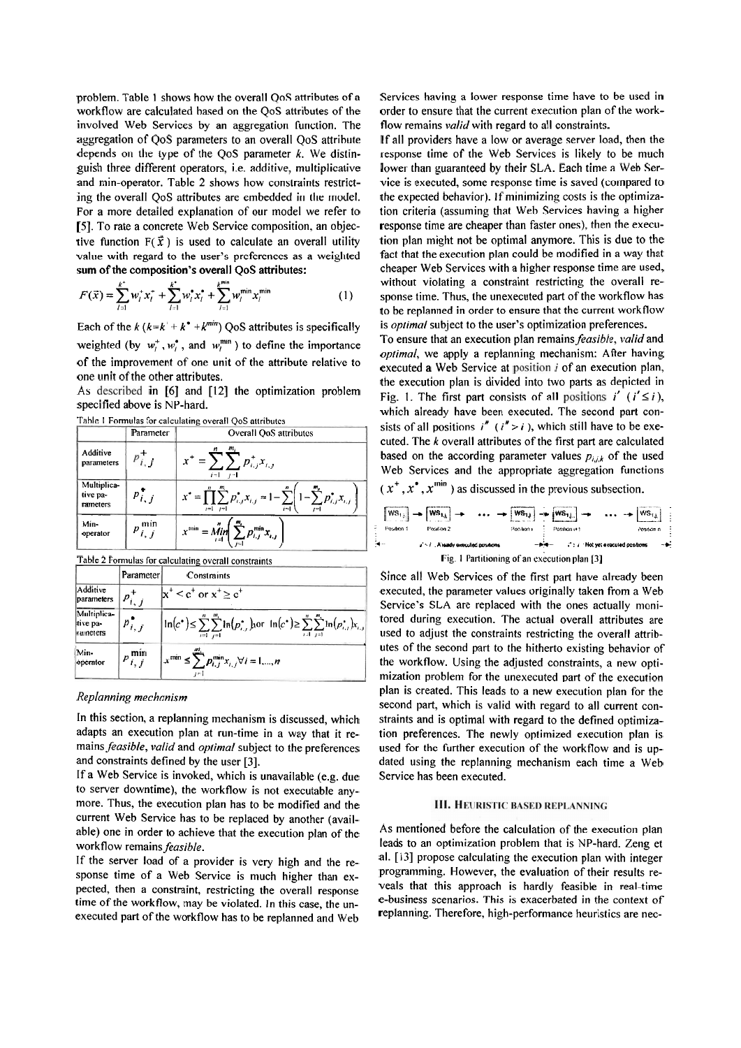problem. Table 1 shows how the overall QoS attributes of a workflow are calculated based on the QoS attributes of the involved Web Services by an aggregation function. The aggregation of QoS parameters to an overall QoS attribute depends on the type of the QoS parameter $k$. We distinguish three different operators, i.e. additive, multiplicative and min-operator. Table 2 shows how constraints restricting the overall QoS attributes are embedded in the model. For a more detailed explanation of our model we refer to [5]. To rate a concrete Web Service composition, an objective function $F(\vec{x})$ is used to calculate an overall utility value with regard to the user's preferences as a weighted **sum of the composition's overall QoS attributes:**

$$F(\vec{x}) = \sum_{l=1}^{k^+} w_l^+ x_l^+ + \sum_{l=1}^{k^\bullet} w_l^\bullet x_l^\bullet + \sum_{l=1}^{k^{min}} w_l^{min} x_l^{min} \quad (1)$$

Each of the $k$ ($k=k^+ + k^\bullet + k^{min}$) QoS attributes is specifically weighted (by $w_l^+$, $w_l^\bullet$, and $w_l^{min}$) to define the importance of the improvement of one unit of the attribute relative to one unit of the other attributes.

As described in [6] and [12] the optimization problem specified above is NP-hard.

Table 1 Formulas for calculating overall QoS attributes

| | Parameter | Overall QoS attributes |
|---|---|---|
| Additive parameters | $p_{i,j}^+$ | $x^+ = \sum_{i=1}^{n} \sum_{j=1}^{m_i} p_{i,j}^+ x_{i,j}$ |
| Multiplicative parameters | $p_{i,j}^\bullet$ | $x^\bullet = \prod_{i=1}^{n} \sum_{j=1}^{m_i} p_{i,j}^\bullet x_{i,j} \approx 1 - \sum_{i=1}^{n} \left( 1 - \sum_{j=1}^{m_i} p_{i,j}^\bullet x_{i,j} \right)$ |
| Min-operator | $p_{i,j}^{min}$ | $x^{min} = \underset{i=1}{\overset{n}{Min}} \left( \sum_{j=1}^{m_i} p_{i,j}^{min} x_{i,j} \right)$ |

Table 2 Formulas for calculating overall constraints

| | Parameter | Constraints |
|---|---|---|
| Additive parameters | $p_{i,j}^+$ | $x^+ < c^+$ or $x^+ \geq c^+$ |
| Multiplicative parameters | $p_{i,j}^\bullet$ | $\ln(c^\bullet) \leq \sum_{i=1}^{n} \sum_{j=1}^{m_i} \ln(p_{i,j}^\bullet) x_{i,j}$ or $\ln(c^\bullet) \geq \sum_{i=1}^{n} \sum_{j=1}^{m_i} \ln(p_{i,j}^\bullet) x_{i,j}$ |
| Min-operator | $p_{i,j}^{min}$ | $x^{min} \leq \sum_{j=1}^{m_i} p_{i,j}^{min} x_{i,j} \forall i = 1,\dots,n$ |

### Replanning mechanism

In this section, a replanning mechanism is discussed, which adapts an execution plan at run-time in a way that it remains *feasible*, *valid* and *optimal* subject to the preferences and constraints defined by the user [3].

If a Web Service is invoked, which is unavailable (e.g. due to server downtime), the workflow is not executable anymore. Thus, the execution plan has to be modified and the current Web Service has to be replaced by another (available) one in order to achieve that the execution plan of the workflow remains *feasible*.

If the server load of a provider is very high and the response time of a Web Service is much higher than expected, then a constraint, restricting the overall response time of the workflow, may be violated. In this case, the unexecuted part of the workflow has to be replanned and Web Services having a lower response time have to be used in order to ensure that the current execution plan of the workflow remains *valid* with regard to all constraints.

If all providers have a low or average server load, then the response time of the Web Services is likely to be much lower than guaranteed by their SLA. Each time a Web Service is executed, some response time is saved (compared to the expected behavior). If minimizing costs is the optimization criteria (assuming that Web Services having a higher response time are cheaper than faster ones), then the execution plan might not be optimal anymore. This is due to the fact that the execution plan could be modified in a way that cheaper Web Services with a higher response time are used, without violating a constraint restricting the overall response time. Thus, the unexecuted part of the workflow has to be replanned in order to ensure that the current workflow is *optimal* subject to the user's optimization preferences.

To ensure that an execution plan remains *feasible*, *valid* and *optimal*, we apply a replanning mechanism: After having executed a Web Service at position $i$ of an execution plan, the execution plan is divided into two parts as depicted in Fig. 1. The first part consists of all positions $i'$ ($i' \leq i$), which already have been executed. The second part consists of all positions $i''$ ($i'' > i$), which still have to be executed. The $k$ overall attributes of the first part are calculated based on the according parameter values $p_{i,j,k}$ of the used Web Services and the appropriate aggregation functions ($x^+, x^\bullet, x^{min}$) as discussed in the previous subsection.

Fig. 1 Partitioning of an execution plan [3]

Since all Web Services of the first part have already been executed, the parameter values originally taken from a Web Service's SLA are replaced with the ones actually monitored during execution. The actual overall attributes are used to adjust the constraints restricting the overall attributes of the second part to the hitherto existing behavior of the workflow. Using the adjusted constraints, a new optimization problem for the unexecuted part of the execution plan is created. This leads to a new execution plan for the second part, which is valid with regard to all current constraints and is optimal with regard to the defined optimization preferences. The newly optimized execution plan is used for the further execution of the workflow and is updated using the replanning mechanism each time a Web Service has been executed.

## III. Heuristic Based Replanning

As mentioned before the calculation of the execution plan leads to an optimization problem that is NP-hard. Zeng et al. [13] propose calculating the execution plan with integer programming. However, the evaluation of their results reveals that this approach is hardly feasible in real-time e-business scenarios. This is exacerbated in the context of replanning. Therefore, high-performance heuristics are nec-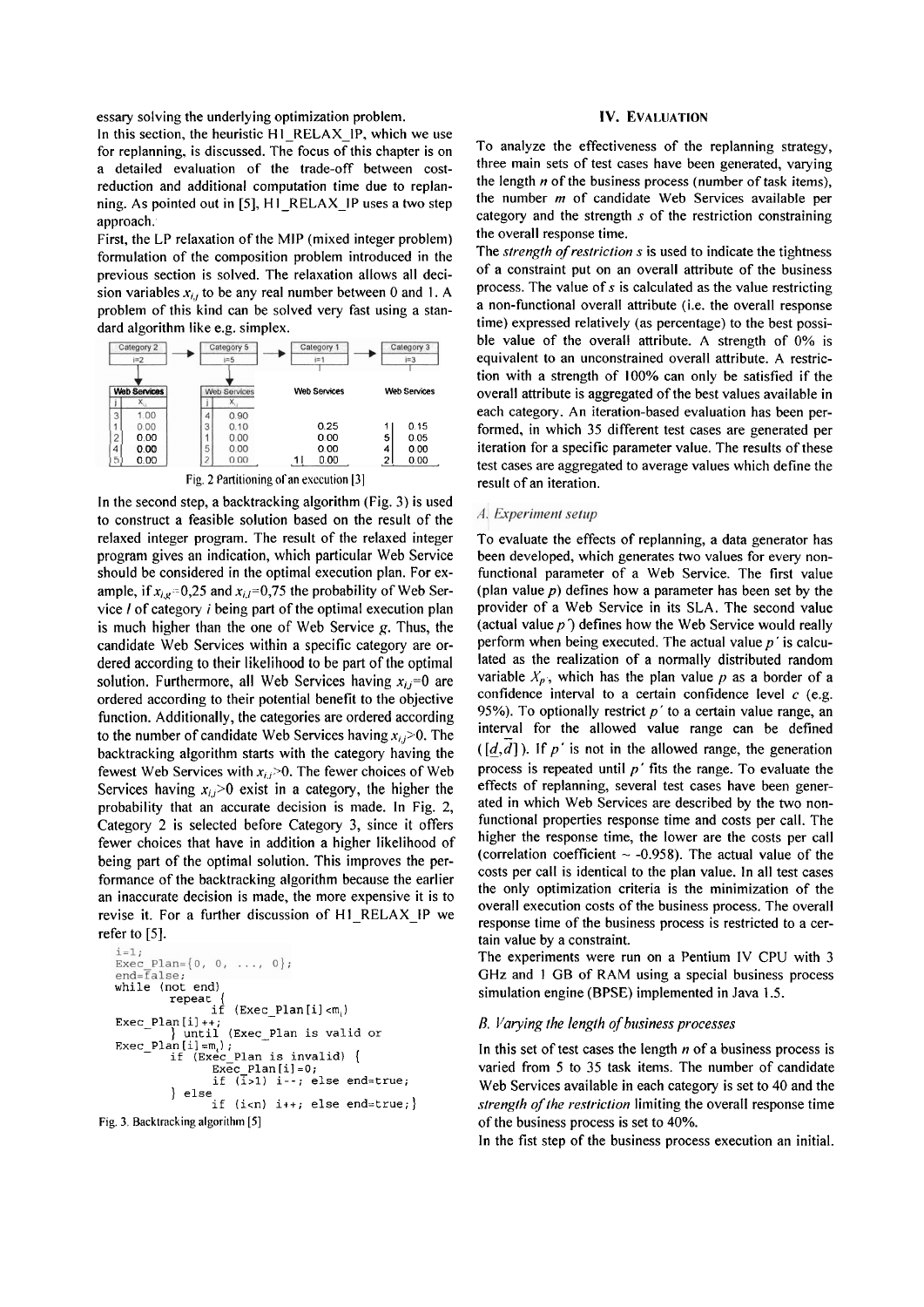essary solving the underlying optimization problem.

In this section, the heuristic H1_RELAX_IP, which we use for replanning, is discussed. The focus of this chapter is on a detailed evaluation of the trade-off between cost-reduction and additional computation time due to replanning. As pointed out in [5], H1_RELAX_IP uses a two step approach.

First, the LP relaxation of the MIP (mixed integer problem) formulation of the composition problem introduced in the previous section is solved. The relaxation allows all decision variables $x_{i,j}$ to be any real number between 0 and 1. A problem of this kind can be solved very fast using a standard algorithm like e.g. simplex.

| Category 2 (i=2) | | Category 5 (i=5) | | Category 1 (i=1) | | Category 3 (i=3) | |
|---|---|---|---|---|---|---|---|
| j | $x_{i,j}$ | j | $x_{i,j}$ | j | $x_{i,j}$ | j | $x_{i,j}$ |
| 3 | 1.00 | 4 | 0.90 | | 0.25 | 1 | 0.15 |
| 1 | 0.00 | 3 | 0.10 | | 0.00 | 5 | 0.05 |
| 2 | 0.00 | 1 | 0.00 | | 0.00 | 4 | 0.00 |
| 4 | 0.00 | 5 | 0.00 | 1 | 0.00 | 2 | 0.00 |
| 5 | 0.00 | 2 | 0.00 | | | | |

Fig. 2 Partitioning of an execution [3]

In the second step, a backtracking algorithm (Fig. 3) is used to construct a feasible solution based on the result of the relaxed integer program. The result of the relaxed integer program gives an indication, which particular Web Service should be considered in the optimal execution plan. For example, if $x_{i,g}=0{,}25$ and $x_{i,l}=0{,}75$ the probability of Web Service $l$ of category $i$ being part of the optimal execution plan is much higher than the one of Web Service $g$. Thus, the candidate Web Services within a specific category are ordered according to their likelihood to be part of the optimal solution. Furthermore, all Web Services having $x_{i,j}=0$ are ordered according to their potential benefit to the objective function. Additionally, the categories are ordered according to the number of candidate Web Services having $x_{i,j}>0$. The backtracking algorithm starts with the category having the fewest Web Services with $x_{i,j}>0$. The fewer choices of Web Services having $x_{i,j}>0$ exist in a category, the higher the probability that an accurate decision is made. In Fig. 2, Category 2 is selected before Category 3, since it offers fewer choices that have in addition a higher likelihood of being part of the optimal solution. This improves the performance of the backtracking algorithm because the earlier an inaccurate decision is made, the more expensive it is to revise it. For a further discussion of H1_RELAX_IP we refer to [5].

```
i=1;
Exec_Plan={0, 0, ..., 0};
end=false;
while (not end)
        repeat {
              if (Exec_Plan[i]<m_i)
Exec_Plan[i]++;
        } until (Exec_Plan is valid or
Exec_Plan[i]=m_i);
        if (Exec_Plan is invalid) {
              Exec_Plan[i]=0;
              if (i>1) i--; else end=true;
        } else
              if (i<n) i++; else end=true;}
```

Fig. 3. Backtracking algorithm [5]

## IV. Evaluation

To analyze the effectiveness of the replanning strategy, three main sets of test cases have been generated, varying the length $n$ of the business process (number of task items), the number $m$ of candidate Web Services available per category and the strength $s$ of the restriction constraining the overall response time.

The *strength of restriction s* is used to indicate the tightness of a constraint put on an overall attribute of the business process. The value of $s$ is calculated as the value restricting a non-functional overall attribute (i.e. the overall response time) expressed relatively (as percentage) to the best possible value of the overall attribute. A strength of 0% is equivalent to an unconstrained overall attribute. A restriction with a strength of 100% can only be satisfied if the overall attribute is aggregated of the best values available in each category. An iteration-based evaluation has been performed, in which 35 different test cases are generated per iteration for a specific parameter value. The results of these test cases are aggregated to average values which define the result of an iteration.

### A. Experiment setup

To evaluate the effects of replanning, a data generator has been developed, which generates two values for every non-functional parameter of a Web Service. The first value (plan value $p$) defines how a parameter has been set by the provider of a Web Service in its SLA. The second value (actual value $p'$) defines how the Web Service would really perform when being executed. The actual value $p'$ is calculated as the realization of a normally distributed random variable $X_{p'}$, which has the plan value $p$ as a border of a confidence interval to a certain confidence level $c$ (e.g. 95%). To optionally restrict $p'$ to a certain value range, an interval for the allowed value range can be defined ($[\underline{d},\overline{d}]$). If $p'$ is not in the allowed range, the generation process is repeated until $p'$ fits the range. To evaluate the effects of replanning, several test cases have been generated in which Web Services are described by the two non-functional properties response time and costs per call. The higher the response time, the lower are the costs per call (correlation coefficient ~ -0.958). The actual value of the costs per call is identical to the plan value. In all test cases the only optimization criteria is the minimization of the overall execution costs of the business process. The overall response time of the business process is restricted to a certain value by a constraint.

The experiments were run on a Pentium IV CPU with 3 GHz and 1 GB of RAM using a special business process simulation engine (BPSE) implemented in Java 1.5.

### B. Varying the length of business processes

In this set of test cases the length $n$ of a business process is varied from 5 to 35 task items. The number of candidate Web Services available in each category is set to 40 and the *strength of the restriction* limiting the overall response time of the business process is set to 40%.

In the fist step of the business process execution an initial.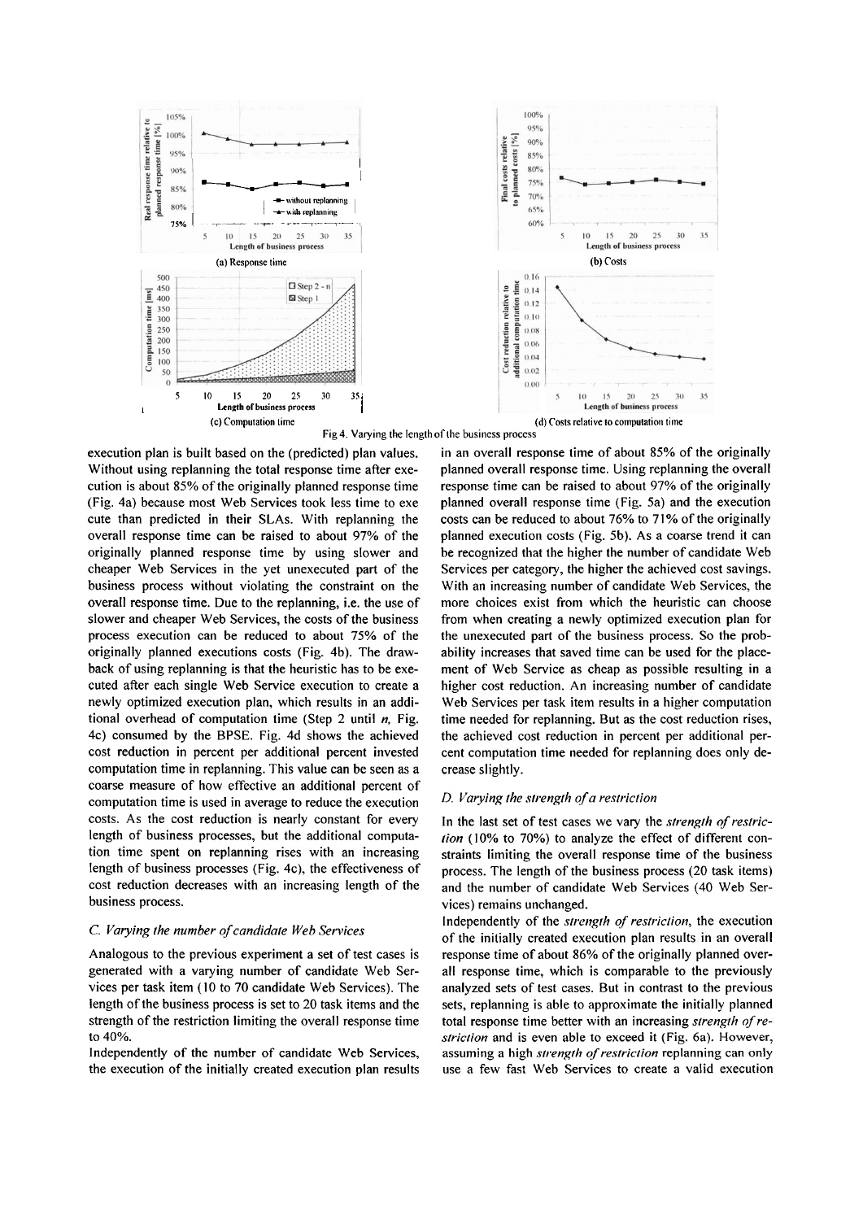Fig 4. Varying the length of the business process

execution plan is built based on the (predicted) plan values. Without using replanning the total response time after execution is about 85% of the originally planned response time (Fig. 4a) because most Web Services took less time to exe cute than predicted in their SLAs. With replanning the overall response time can be raised to about 97% of the originally planned response time by using slower and cheaper Web Services in the yet unexecuted part of the business process without violating the constraint on the overall response time. Due to the replanning, i.e. the use of slower and cheaper Web Services, the costs of the business process execution can be reduced to about 75% of the originally planned executions costs (Fig. 4b). The drawback of using replanning is that the heuristic has to be executed after each single Web Service execution to create a newly optimized execution plan, which results in an additional overhead of computation time (Step 2 until *n*, Fig. 4c) consumed by the BPSE. Fig. 4d shows the achieved cost reduction in percent per additional percent invested computation time in replanning. This value can be seen as a coarse measure of how effective an additional percent of computation time is used in average to reduce the execution costs. As the cost reduction is nearly constant for every length of business processes, but the additional computation time spent on replanning rises with an increasing length of business processes (Fig. 4c), the effectiveness of cost reduction decreases with an increasing length of the business process.

### C. *Varying the number of candidate Web Services*

Analogous to the previous experiment a set of test cases is generated with a varying number of candidate Web Services per task item (10 to 70 candidate Web Services). The length of the business process is set to 20 task items and the strength of the restriction limiting the overall response time to 40%.

Independently of the number of candidate Web Services, the execution of the initially created execution plan results in an overall response time of about 85% of the originally planned overall response time. Using replanning the overall response time can be raised to about 97% of the originally planned overall response time (Fig. 5a) and the execution costs can be reduced to about 76% to 71% of the originally planned execution costs (Fig. 5b). As a coarse trend it can be recognized that the higher the number of candidate Web Services per category, the higher the achieved cost savings. With an increasing number of candidate Web Services, the more choices exist from which the heuristic can choose from when creating a newly optimized execution plan for the unexecuted part of the business process. So the probability increases that saved time can be used for the placement of Web Service as cheap as possible resulting in a higher cost reduction. An increasing number of candidate Web Services per task item results in a higher computation time needed for replanning. But as the cost reduction rises, the achieved cost reduction in percent per additional percent computation time needed for replanning does only decrease slightly.

### D. *Varying the strength of a restriction*

In the last set of test cases we vary the *strength of restriction* (10% to 70%) to analyze the effect of different constraints limiting the overall response time of the business process. The length of the business process (20 task items) and the number of candidate Web Services (40 Web Services) remains unchanged.

Independently of the *strength of restriction*, the execution of the initially created execution plan results in an overall response time of about 86% of the originally planned overall response time, which is comparable to the previously analyzed sets of test cases. But in contrast to the previous sets, replanning is able to approximate the initially planned total response time better with an increasing *strength of restriction* and is even able to exceed it (Fig. 6a). However, assuming a high *strength of restriction* replanning can only use a few fast Web Services to create a valid execution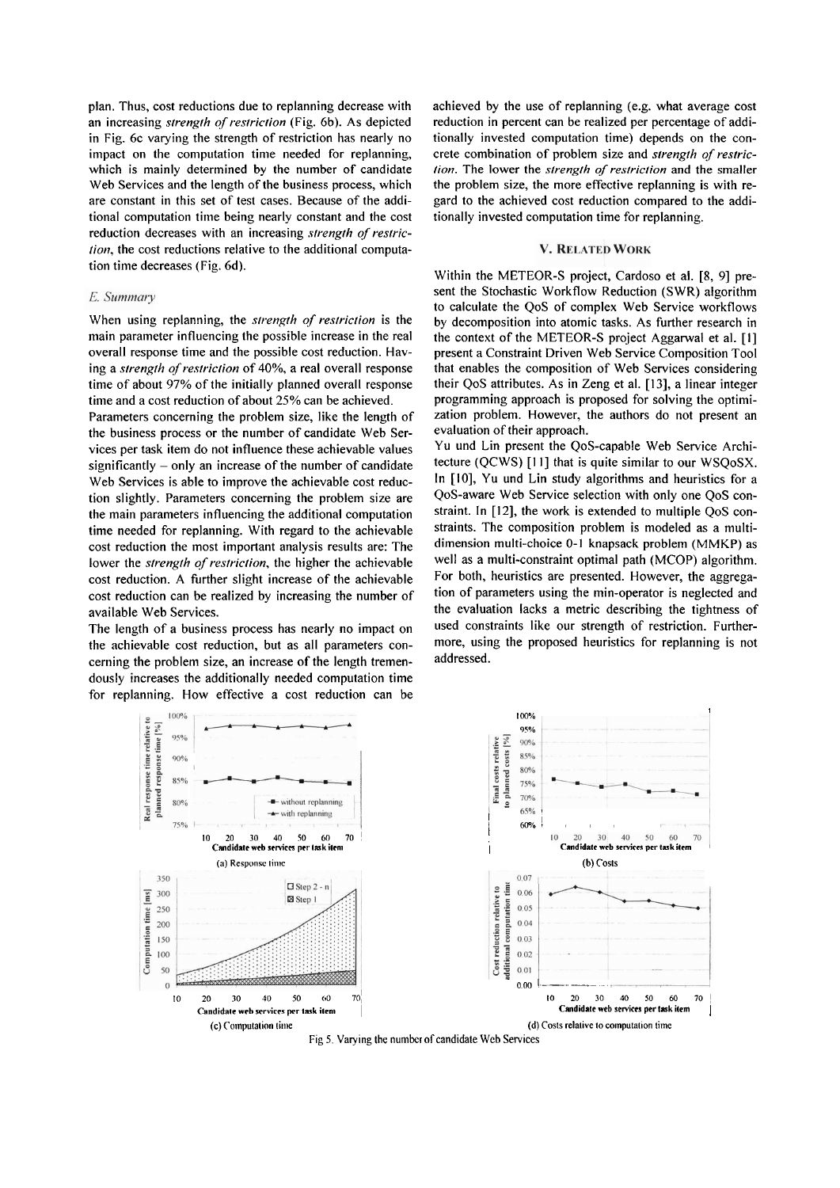plan. Thus, cost reductions due to replanning decrease with an increasing *strength of restriction* (Fig. 6b). As depicted in Fig. 6c varying the strength of restriction has nearly no impact on the computation time needed for replanning, which is mainly determined by the number of candidate Web Services and the length of the business process, which are constant in this set of test cases. Because of the additional computation time being nearly constant and the cost reduction decreases with an increasing *strength of restriction*, the cost reductions relative to the additional computation time decreases (Fig. 6d).

### *E. Summary*

When using replanning, the *strength of restriction* is the main parameter influencing the possible increase in the real overall response time and the possible cost reduction. Having a *strength of restriction* of 40%, a real overall response time of about 97% of the initially planned overall response time and a cost reduction of about 25% can be achieved.

Parameters concerning the problem size, like the length of the business process or the number of candidate Web Services per task item do not influence these achievable values significantly – only an increase of the number of candidate Web Services is able to improve the achievable cost reduction slightly. Parameters concerning the problem size are the main parameters influencing the additional computation time needed for replanning. With regard to the achievable cost reduction the most important analysis results are: The lower the *strength of restriction*, the higher the achievable cost reduction. A further slight increase of the achievable cost reduction can be realized by increasing the number of available Web Services.

The length of a business process has nearly no impact on the achievable cost reduction, but as all parameters concerning the problem size, an increase of the length tremendously increases the additionally needed computation time for replanning. How effective a cost reduction can be achieved by the use of replanning (e.g. what average cost reduction in percent can be realized per percentage of additionally invested computation time) depends on the concrete combination of problem size and *strength of restriction*. The lower the *strength of restriction* and the smaller the problem size, the more effective replanning is with regard to the achieved cost reduction compared to the additionally invested computation time for replanning.

## V. Related Work

Within the METEOR-S project, Cardoso et al. [8, 9] present the Stochastic Workflow Reduction (SWR) algorithm to calculate the QoS of complex Web Service workflows by decomposition into atomic tasks. As further research in the context of the METEOR-S project Aggarwal et al. [1] present a Constraint Driven Web Service Composition Tool that enables the composition of Web Services considering their QoS attributes. As in Zeng et al. [13], a linear integer programming approach is proposed for solving the optimization problem. However, the authors do not present an evaluation of their approach.

Yu und Lin present the QoS-capable Web Service Architecture (QCWS) [11] that is quite similar to our WSQoSX. In [10], Yu und Lin study algorithms and heuristics for a QoS-aware Web Service selection with only one QoS constraint. In [12], the work is extended to multiple QoS constraints. The composition problem is modeled as a multi-dimension multi-choice 0-1 knapsack problem (MMKP) as well as a multi-constraint optimal path (MCOP) algorithm. For both, heuristics are presented. However, the aggregation of parameters using the min-operator is neglected and the evaluation lacks a metric describing the tightness of used constraints like our strength of restriction. Furthermore, using the proposed heuristics for replanning is not addressed.

(a) Response time

(b) Costs

(c) Computation time

(d) Costs relative to computation time

Fig 5. Varying the number of candidate Web Services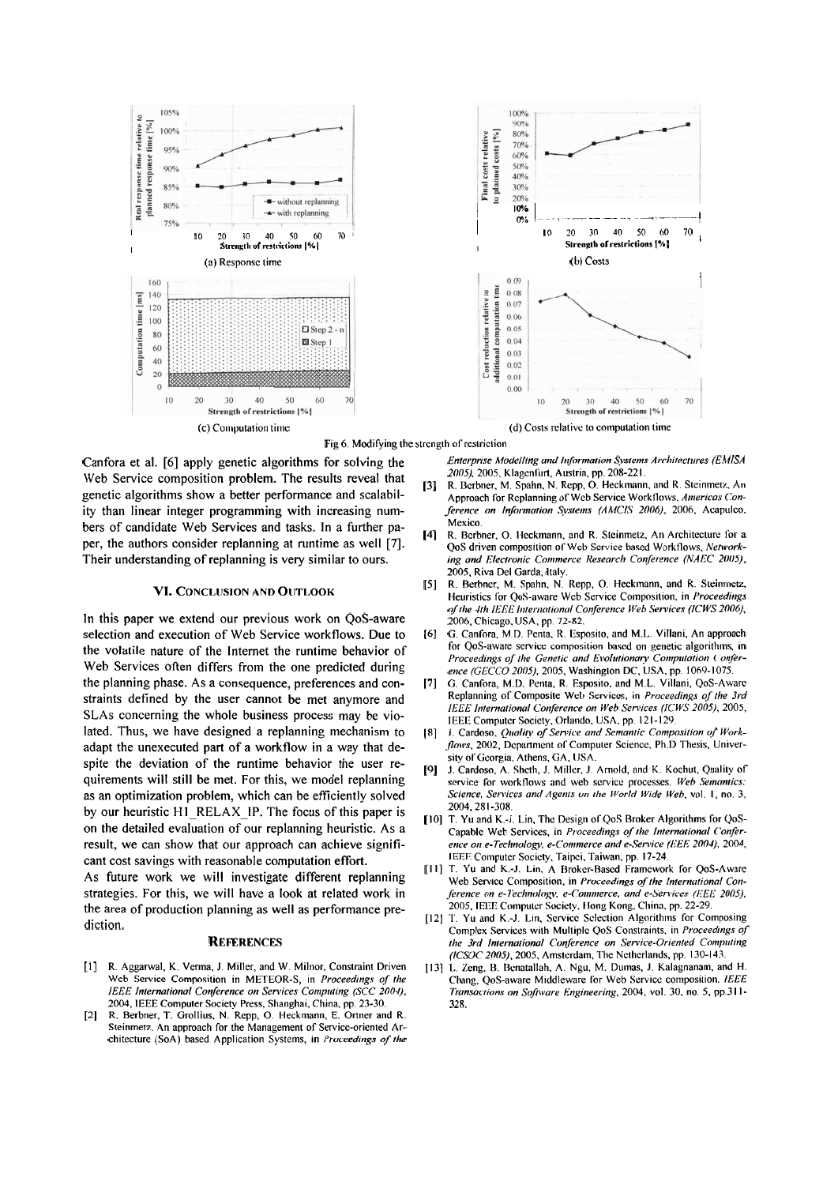105%
100%
95%
90%
85%
80%
75%
Real response time relative to planned response time [%]
without replanning
with replanning
10 20 30 40 50 60 70
Strength of restrictions [%]

(a) Response time

100%
90%
80%
70%
60%
50%
40%
30%
20%
10%
0%
Final costs relative to planned costs [%]
10 20 30 40 50 60 70
Strength of restrictions [%]

(b) Costs

160
140
120
100
80
60
40
20
0
Computation time [ms]
Step 2 - n
Step 1
10 20 30 40 50 60 70
Strength of restrictions [%]

(c) Computation time

0.09
0.08
0.07
0.06
0.05
0.04
0.03
0.02
0.01
0.00
Cost reduction relative to additional computation time
10 20 30 40 50 60 70
Strength of restrictions [%]

(d) Costs relative to computation time

Fig 6. Modifying the strength of restriction

Canfora et al. [6] apply genetic algorithms for solving the Web Service composition problem. The results reveal that genetic algorithms show a better performance and scalability than linear integer programming with increasing numbers of candidate Web Services and tasks. In a further paper, the authors consider replanning at runtime as well [7]. Their understanding of replanning is very similar to ours.

## VI. Conclusion and Outlook

In this paper we extend our previous work on QoS-aware selection and execution of Web Service workflows. Due to the volatile nature of the Internet the runtime behavior of Web Services often differs from the one predicted during the planning phase. As a consequence, preferences and constraints defined by the user cannot be met anymore and SLAs concerning the whole business process may be violated. Thus, we have designed a replanning mechanism to adapt the unexecuted part of a workflow in a way that despite the deviation of the runtime behavior the user requirements will still be met. For this, we model replanning as an optimization problem, which can be efficiently solved by our heuristic H1_RELAX_IP. The focus of this paper is on the detailed evaluation of our replanning heuristic. As a result, we can show that our approach can achieve significant cost savings with reasonable computation effort.

As future work we will investigate different replanning strategies. For this, we will have a look at related work in the area of production planning as well as performance prediction.

## References

[1] R. Aggarwal, K. Verma, J. Miller, and W. Milnor, Constraint Driven Web Service Composition in METEOR-S, in *Proceedings of the IEEE International Conference on Services Computing (SCC 2004)*, 2004, IEEE Computer Society Press, Shanghai, China, pp. 23-30.

[2] R. Berbner, T. Grollius, N. Repp, O. Heckmann, E. Ortner and R. Steinmetz, An approach for the Management of Service-oriented Architecture (SoA) based Application Systems, in *Proceedings of the Enterprise Modelling and Information Systems Architectures (EMISA 2005)*, 2005, Klagenfurt, Austria, pp. 208-221.

[3] R. Berbner, M. Spahn, N. Repp, O. Heckmann, and R. Steinmetz, An Approach for Replanning of Web Service Workflows, *Americas Conference on Information Systems (AMCIS 2006)*, 2006, Acapulco, Mexico.

[4] R. Berbner, O. Heckmann, and R. Steinmetz, An Architecture for a QoS driven composition of Web Service based Workflows, *Networking and Electronic Commerce Research Conference (NAEC 2005)*, 2005, Riva Del Garda, Italy.

[5] R. Berbner, M. Spahn, N. Repp, O. Heckmann, and R. Steinmetz, Heuristics for QoS-aware Web Service Composition, in *Proceedings of the 4th IEEE International Conference Web Services (ICWS 2006)*, 2006, Chicago, USA, pp. 72-82.

[6] G. Canfora, M.D. Penta, R. Esposito, and M.L. Villani, An approach for QoS-aware service composition based on genetic algorithms, in *Proceedings of the Genetic and Evolutionary Computation Conference (GECCO 2005)*, 2005, Washington DC, USA, pp. 1069-1075.

[7] G. Canfora, M.D. Penta, R. Esposito, and M.L. Villani, QoS-Aware Replanning of Composite Web Services, in *Proceedings of the 3rd IEEE International Conference on Web Services (ICWS 2005)*, 2005, IEEE Computer Society, Orlando, USA, pp. 121-129.

[8] J. Cardoso, *Quality of Service and Semantic Composition of Workflows*, 2002, Department of Computer Science, Ph.D Thesis, University of Georgia, Athens, GA, USA.

[9] J. Cardoso, A. Sheth, J. Miller, J. Arnold, and K. Kochut, Quality of service for workflows and web service processes. *Web Semantics: Science, Services and Agents on the World Wide Web*, vol. 1, no. 3, 2004, 281-308.

[10] T. Yu and K.-J. Lin, The Design of QoS Broker Algorithms for QoS-Capable Web Services, in *Proceedings of the International Conference on e-Technology, e-Commerce and e-Service (EEE 2004)*, 2004, IEEE Computer Society, Taipei, Taiwan, pp. 17-24.

[11] T. Yu and K.-J. Lin, A Broker-Based Framework for QoS-Aware Web Service Composition, in *Proceedings of the International Conference on e-Technology, e-Commerce, and e-Services (EEE 2005)*, 2005, IEEE Computer Society, Hong Kong, China, pp. 22-29.

[12] T. Yu and K.-J. Lin, Service Selection Algorithms for Composing Complex Services with Multiple QoS Constraints, in *Proceedings of the 3rd International Conference on Service-Oriented Computing (ICSOC 2005)*, 2005, Amsterdam, The Netherlands, pp. 130-143.

[13] L. Zeng, B. Benatallah, A. Ngu, M. Dumas, J. Kalagnanam, and H. Chang, QoS-aware Middleware for Web Service composition. *IEEE Transactions on Software Engineering*, 2004, vol. 30, no. 5, pp.311-328.